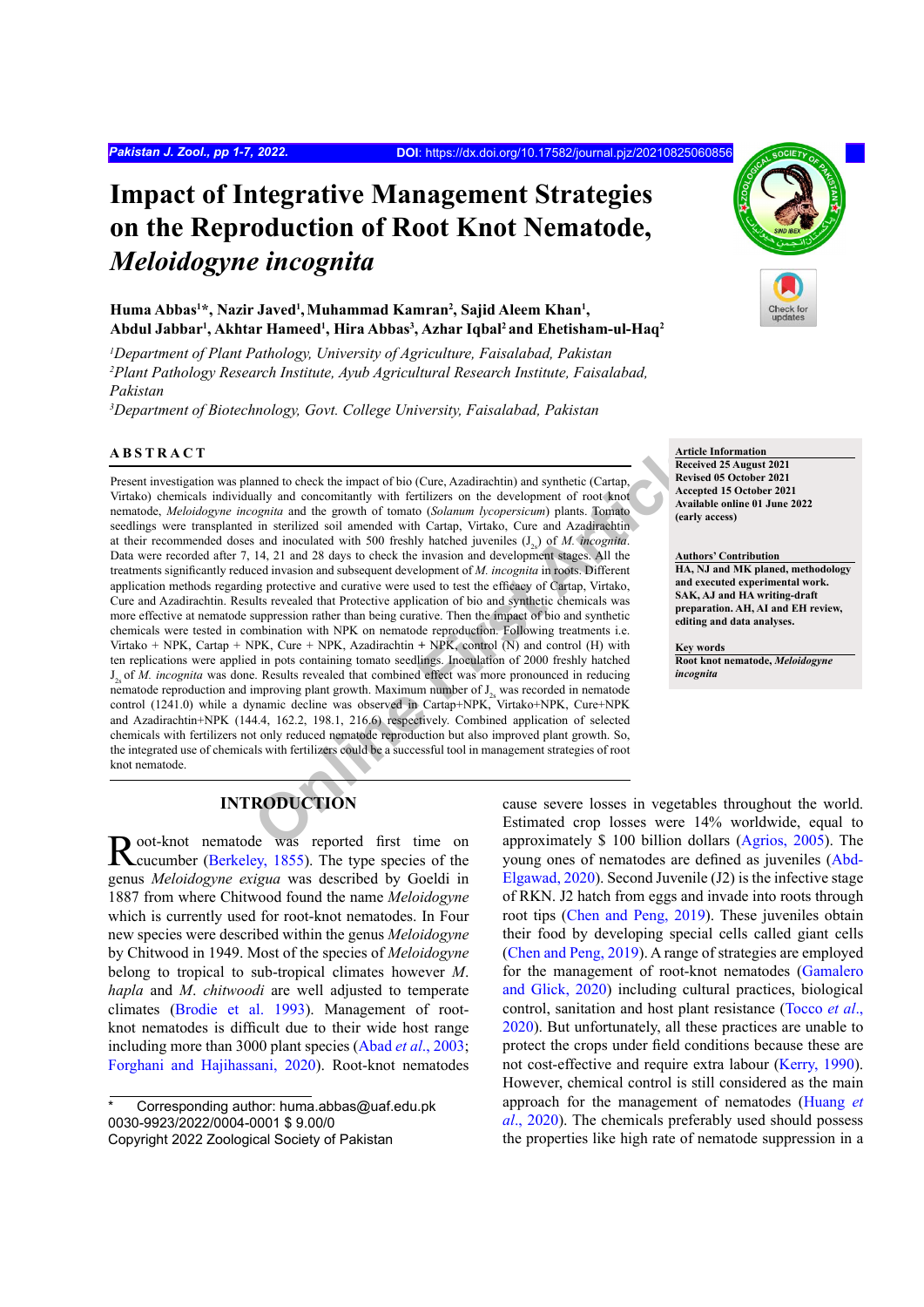# Impact of Integrative Management Strategies on the Reproduction of Root Knot Nematode, *Meloidogyne incognita*

**Huma Abbas[1]*, Nazir Javed[1], Muhammad Kamran[2], Sajid Aleem Khan[1], Abdul Jabbar[1], Akhtar Hameed[1], Hira Abbas[3], Azhar Iqbal[2] and Ehetisham-ul-Haq[2]**

*[1]Department of Plant Pathology, University of Agriculture, Faisalabad, Pakistan*
*[2]Plant Pathology Research Institute, Ayub Agricultural Research Institute, Faisalabad, Pakistan*
*[3]Department of Biotechnology, Govt. College University, Faisalabad, Pakistan*

## ABSTRACT

Present investigation was planned to check the impact of bio (Cure, Azadirachtin) and synthetic (Cartap, Virtako) chemicals individually and concomitantly with fertilizers on the development of root knot nematode, *Meloidogyne incognita* and the growth of tomato (*Solanum lycopersicum*) plants. Tomato seedlings were transplanted in sterilized soil amended with Cartap, Virtako, Cure and Azadirachtin at their recommended doses and inoculated with 500 freshly hatched juveniles ($J_{2s}$) of *M. incognita*. Data were recorded after 7, 14, 21 and 28 days to check the invasion and development stages. All the treatments significantly reduced invasion and subsequent development of *M. incognita* in roots. Different application methods regarding protective and curative were used to test the efficacy of Cartap, Virtako, Cure and Azadirachtin. Results revealed that Protective application of bio and synthetic chemicals was more effective at nematode suppression rather than being curative. Then the impact of bio and synthetic chemicals were tested in combination with NPK on nematode reproduction. Following treatments i.e. Virtako + NPK, Cartap + NPK, Cure + NPK, Azadirachtin + NPK, control (N) and control (H) with ten replications were applied in pots containing tomato seedlings. Inoculation of 2000 freshly hatched $J_{2s}$ of *M. incognita* was done. Results revealed that combined effect was more pronounced in reducing nematode reproduction and improving plant growth. Maximum number of $J_{2s}$ was recorded in nematode control (1241.0) while a dynamic decline was observed in Cartap+NPK, Virtako+NPK, Cure+NPK and Azadirachtin+NPK (144.4, 162.2, 198.1, 216.6) respectively. Combined application of selected chemicals with fertilizers not only reduced nematode reproduction but also improved plant growth. So, the integrated use of chemicals with fertilizers could be a successful tool in management strategies of root knot nematode.

**Article Information**
Received 25 August 2021
Revised 05 October 2021
Accepted 15 October 2021
Available online 01 June 2022
(early access)

**Authors' Contribution**
HA, NJ and MK planed, methodology and executed experimental work. SAK, AJ and HA writing-draft preparation. AH, AI and EH review, editing and data analyses.

**Key words**
Root knot nematode, *Meloidogyne incognita*

## INTRODUCTION

Root-knot nematode was reported first time on cucumber (Berkeley, 1855). The type species of the genus *Meloidogyne exigua* was described by Goeldi in 1887 from where Chitwood found the name *Meloidogyne* which is currently used for root-knot nematodes. In Four new species were described within the genus *Meloidogyne* by Chitwood in 1949. Most of the species of *Meloidogyne* belong to tropical to sub-tropical climates however *M. hapla* and *M. chitwoodi* are well adjusted to temperate climates (Brodie et al. 1993). Management of root-knot nematodes is difficult due to their wide host range including more than 3000 plant species (Abad *et al*., 2003; Forghani and Hajihassani, 2020). Root-knot nematodes cause severe losses in vegetables throughout the world. Estimated crop losses were 14% worldwide, equal to approximately $ 100 billion dollars (Agrios, 2005). The young ones of nematodes are defined as juveniles (Abd-Elgawad, 2020). Second Juvenile (J2) is the infective stage of RKN. J2 hatch from eggs and invade into roots through root tips (Chen and Peng, 2019). These juveniles obtain their food by developing special cells called giant cells (Chen and Peng, 2019). A range of strategies are employed for the management of root-knot nematodes (Gamalero and Glick, 2020) including cultural practices, biological control, sanitation and host plant resistance (Tocco *et al*., 2020). But unfortunately, all these practices are unable to protect the crops under field conditions because these are not cost-effective and require extra labour (Kerry, 1990). However, chemical control is still considered as the main approach for the management of nematodes (Huang *et al*., 2020). The chemicals preferably used should possess the properties like high rate of nematode suppression in a

\* Corresponding author: huma.abbas@uaf.edu.pk
0030-9923/2022/0004-0001 $ 9.00/0
Copyright 2022 Zoological Society of Pakistan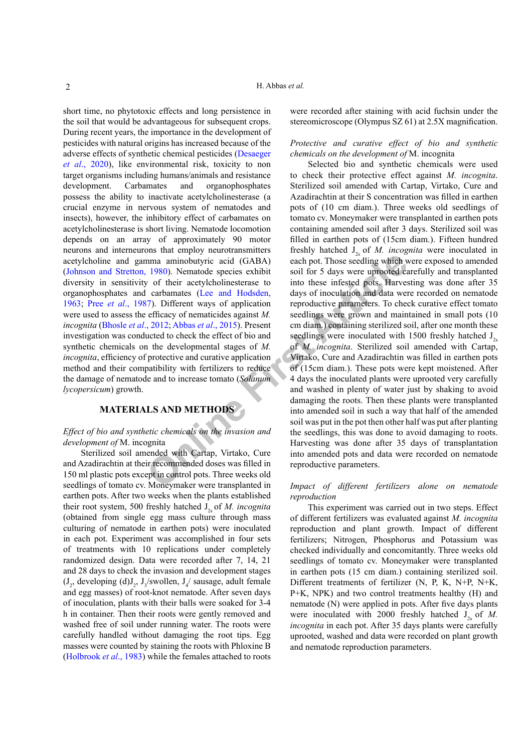short time, no phytotoxic effects and long persistence in the soil that would be advantageous for subsequent crops. During recent years, the importance in the development of pesticides with natural origins has increased because of the adverse effects of synthetic chemical pesticides (Desaeger *et al*., 2020), like environmental risk, toxicity to non target organisms including humans/animals and resistance development. Carbamates and organophosphates possess the ability to inactivate acetylcholinesterase (a crucial enzyme in nervous system of nematodes and insects), however, the inhibitory effect of carbamates on acetylcholinesterase is short living. Nematode locomotion depends on an array of approximately 90 motor neurons and interneurons that employ neurotransmitters acetylcholine and gamma aminobutyric acid (GABA) (Johnson and Stretton, 1980). Nematode species exhibit diversity in sensitivity of their acetylcholinesterase to organophosphates and carbamates (Lee and Hodsden, 1963; Pree *et al*., 1987). Different ways of application were used to assess the efficacy of nematicides against *M. incognita* (Bhosle *et al*., 2012; Abbas *et al*., 2015). Present investigation was conducted to check the effect of bio and synthetic chemicals on the developmental stages of *M. incognita*, efficiency of protective and curative application method and their compatibility with fertilizers to reduce the damage of nematode and to increase tomato (*Solanum lycopersicum*) growth.

## MATERIALS AND METHODS

*Effect of bio and synthetic chemicals on the invasion and development of* M. incognita

Sterilized soil amended with Cartap, Virtako, Cure and Azadirachtin at their recommended doses was filled in 150 ml plastic pots except in control pots. Three weeks old seedlings of tomato cv. Moneymaker were transplanted in earthen pots. After two weeks when the plants established their root system, 500 freshly hatched $J_{2s}$ of *M. incognita* (obtained from single egg mass culture through mass culturing of nematode in earthen pots) were inoculated in each pot. Experiment was accomplished in four sets of treatments with 10 replications under completely randomized design. Data were recorded after 7, 14, 21 and 28 days to check the invasion and development stages ($J_2$, developing (d)$J_2$, $J_3$/swollen, $J_4$/ sausage, adult female and egg masses) of root-knot nematode. After seven days of inoculation, plants with their balls were soaked for 3-4 h in container. Then their roots were gently removed and washed free of soil under running water. The roots were carefully handled without damaging the root tips. Egg masses were counted by staining the roots with Phloxine B (Holbrook *et al*., 1983) while the females attached to roots were recorded after staining with acid fuchsin under the stereomicroscope (Olympus SZ 61) at 2.5X magnification.

*Protective and curative effect of bio and synthetic chemicals on the development of* M. incognita

Selected bio and synthetic chemicals were used to check their protective effect against *M. incognita*. Sterilized soil amended with Cartap, Virtako, Cure and Azadirachtin at their S concentration was filled in earthen pots of (10 cm diam.). Three weeks old seedlings of tomato cv. Moneymaker were transplanted in earthen pots containing amended soil after 3 days. Sterilized soil was filled in earthen pots of (15cm diam.). Fifteen hundred freshly hatched $J_{2s}$ of *M. incognita* were inoculated in each pot. Those seedling which were exposed to amended soil for 5 days were uprooted carefully and transplanted into these infested pots. Harvesting was done after 35 days of inoculation and data were recorded on nematode reproductive parameters. To check curative effect tomato seedlings were grown and maintained in small pots (10 cm diam.) containing sterilized soil, after one month these seedlings were inoculated with 1500 freshly hatched $J_{2s}$ of *M. incognita*. Sterilized soil amended with Cartap, Virtako, Cure and Azadirachtin was filled in earthen pots of (15cm diam.). These pots were kept moistened. After 4 days the inoculated plants were uprooted very carefully and washed in plenty of water just by shaking to avoid damaging the roots. Then these plants were transplanted into amended soil in such a way that half of the amended soil was put in the pot then other half was put after planting the seedlings, this was done to avoid damaging to roots. Harvesting was done after 35 days of transplantation into amended pots and data were recorded on nematode reproductive parameters.

*Impact of different fertilizers alone on nematode reproduction*

This experiment was carried out in two steps. Effect of different fertilizers was evaluated against *M. incognita* reproduction and plant growth. Impact of different fertilizers; Nitrogen, Phosphorus and Potassium was checked individually and concomitantly. Three weeks old seedlings of tomato cv. Moneymaker were transplanted in earthen pots (15 cm diam.) containing sterilized soil. Different treatments of fertilizer (N, P, K, N+P, N+K, P+K, NPK) and two control treatments healthy (H) and nematode (N) were applied in pots. After five days plants were inoculated with 2000 freshly hatched $J_{2s}$ of *M. incognita* in each pot. After 35 days plants were carefully uprooted, washed and data were recorded on plant growth and nematode reproduction parameters.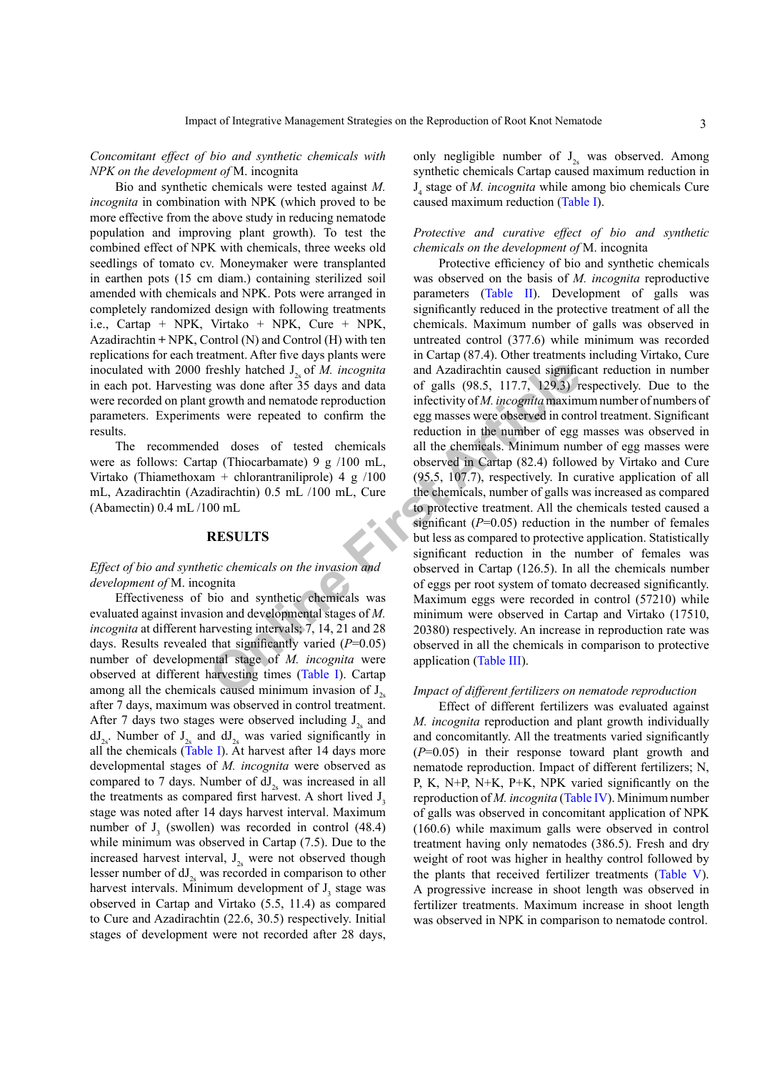*Concomitant effect of bio and synthetic chemicals with NPK on the development of* M. incognita

Bio and synthetic chemicals were tested against *M. incognita* in combination with NPK (which proved to be more effective from the above study in reducing nematode population and improving plant growth). To test the combined effect of NPK with chemicals, three weeks old seedlings of tomato cv. Moneymaker were transplanted in earthen pots (15 cm diam.) containing sterilized soil amended with chemicals and NPK. Pots were arranged in completely randomized design with following treatments i.e., Cartap + NPK, Virtako + NPK, Cure + NPK, Azadirachtin + NPK, Control (N) and Control (H) with ten replications for each treatment. After five days plants were inoculated with 2000 freshly hatched $J_{2s}$ of *M. incognita* in each pot. Harvesting was done after 35 days and data were recorded on plant growth and nematode reproduction parameters. Experiments were repeated to confirm the results.

The recommended doses of tested chemicals were as follows: Cartap (Thiocarbamate) 9 g /100 mL, Virtako (Thiamethoxam + chlorantraniliprole) 4 g /100 mL, Azadirachtin (Azadirachtin) 0.5 mL /100 mL, Cure (Abamectin) 0.4 mL /100 mL

## RESULTS

*Effect of bio and synthetic chemicals on the invasion and development of* M. incognita

Effectiveness of bio and synthetic chemicals was evaluated against invasion and developmental stages of *M. incognita* at different harvesting intervals; 7, 14, 21 and 28 days. Results revealed that significantly varied ($P$=0.05) number of developmental stage of *M. incognita* were observed at different harvesting times (Table I). Cartap among all the chemicals caused minimum invasion of $J_{2s}$ after 7 days, maximum was observed in control treatment. After 7 days two stages were observed including $J_{2s}$ and $dJ_{2s}$. Number of $J_{2s}$ and $dJ_{2s}$ was varied significantly in all the chemicals (Table I). At harvest after 14 days more developmental stages of *M. incognita* were observed as compared to 7 days. Number of $dJ_{2s}$ was increased in all the treatments as compared first harvest. A short lived $J_3$ stage was noted after 14 days harvest interval. Maximum number of $J_3$ (swollen) was recorded in control (48.4) while minimum was observed in Cartap (7.5). Due to the increased harvest interval, $J_{2s}$ were not observed though lesser number of $dJ_{2s}$ was recorded in comparison to other harvest intervals. Minimum development of $J_3$ stage was observed in Cartap and Virtako (5.5, 11.4) as compared to Cure and Azadirachtin (22.6, 30.5) respectively. Initial stages of development were not recorded after 28 days, only negligible number of $J_{2s}$ was observed. Among synthetic chemicals Cartap caused maximum reduction in $J_4$ stage of *M. incognita* while among bio chemicals Cure caused maximum reduction (Table I).

*Protective and curative effect of bio and synthetic chemicals on the development of* M. incognita

Protective efficiency of bio and synthetic chemicals was observed on the basis of *M. incognita* reproductive parameters (Table II). Development of galls was significantly reduced in the protective treatment of all the chemicals. Maximum number of galls was observed in untreated control (377.6) while minimum was recorded in Cartap (87.4). Other treatments including Virtako, Cure and Azadirachtin caused significant reduction in number of galls (98.5, 117.7, 129.3) respectively. Due to the infectivity of *M. incognita* maximum number of numbers of egg masses were observed in control treatment. Significant reduction in the number of egg masses was observed in all the chemicals. Minimum number of egg masses were observed in Cartap (82.4) followed by Virtako and Cure (95.5, 107.7), respectively. In curative application of all the chemicals, number of galls was increased as compared to protective treatment. All the chemicals tested caused a significant ($P$=0.05) reduction in the number of females but less as compared to protective application. Statistically significant reduction in the number of females was observed in Cartap (126.5). In all the chemicals number of eggs per root system of tomato decreased significantly. Maximum eggs were recorded in control (57210) while minimum were observed in Cartap and Virtako (17510, 20380) respectively. An increase in reproduction rate was observed in all the chemicals in comparison to protective application (Table III).

*Impact of different fertilizers on nematode reproduction*

Effect of different fertilizers was evaluated against *M. incognita* reproduction and plant growth individually and concomitantly. All the treatments varied significantly ($P$=0.05) in their response toward plant growth and nematode reproduction. Impact of different fertilizers; N, P, K, N+P, N+K, P+K, NPK varied significantly on the reproduction of *M. incognita* (Table IV). Minimum number of galls was observed in concomitant application of NPK (160.6) while maximum galls were observed in control treatment having only nematodes (386.5). Fresh and dry weight of root was higher in healthy control followed by the plants that received fertilizer treatments (Table V). A progressive increase in shoot length was observed in fertilizer treatments. Maximum increase in shoot length was observed in NPK in comparison to nematode control.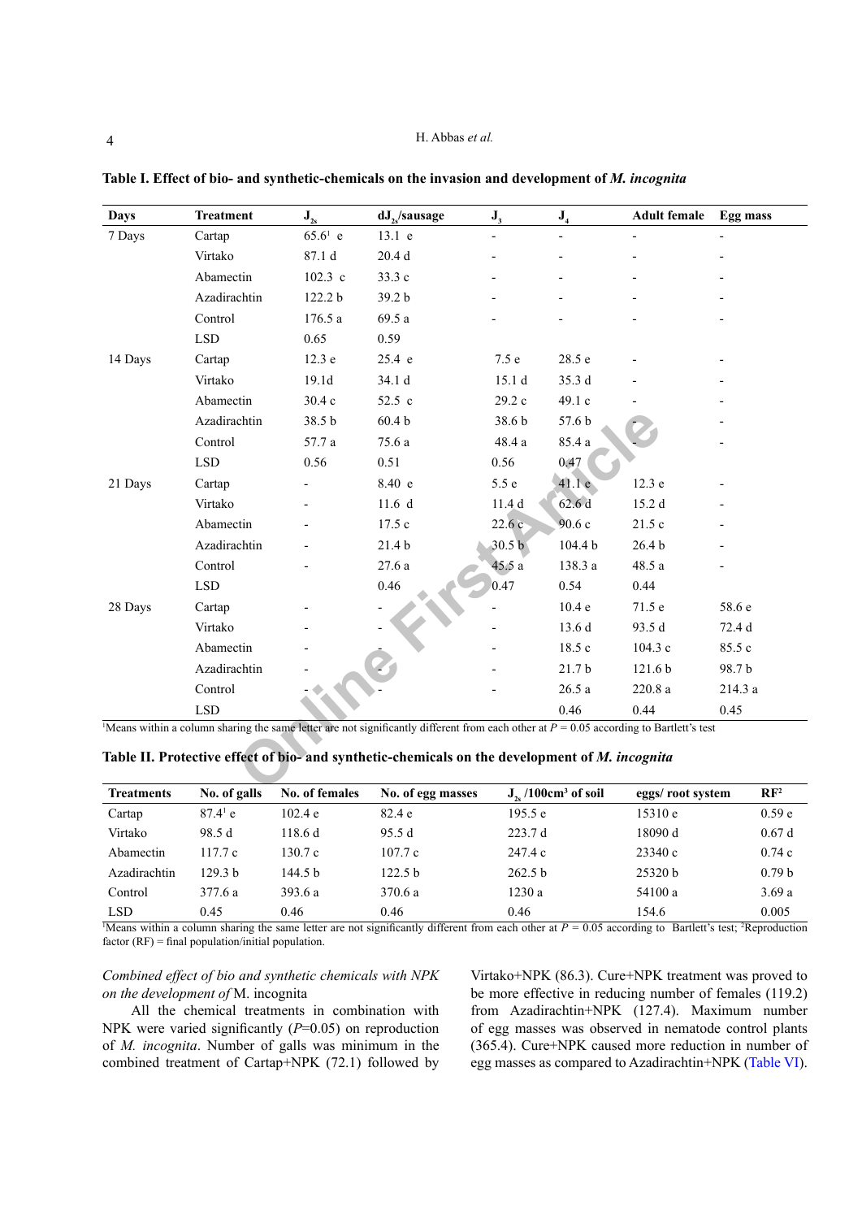**Table I. Effect of bio- and synthetic-chemicals on the invasion and development of *M. incognita***

| Days | Treatment | $J_{2s}$ | $dJ_{2s}$/sausage | $J_3$ | $J_4$ | Adult female | Egg mass |
|---|---|---|---|---|---|---|---|
| 7 Days | Cartap | 65.6[1] e | 13.1 e | - | - | - | - |
| | Virtako | 87.1 d | 20.4 d | - | - | - | - |
| | Abamectin | 102.3 c | 33.3 c | - | - | - | - |
| | Azadirachtin | 122.2 b | 39.2 b | - | - | - | - |
| | Control | 176.5 a | 69.5 a | - | - | - | - |
| | LSD | 0.65 | 0.59 | | | | |
| 14 Days | Cartap | 12.3 e | 25.4 e | 7.5 e | 28.5 e | - | - |
| | Virtako | 19.1d | 34.1 d | 15.1 d | 35.3 d | - | - |
| | Abamectin | 30.4 c | 52.5 c | 29.2 c | 49.1 c | - | - |
| | Azadirachtin | 38.5 b | 60.4 b | 38.6 b | 57.6 b | - | - |
| | Control | 57.7 a | 75.6 a | 48.4 a | 85.4 a | - | - |
| | LSD | 0.56 | 0.51 | 0.56 | 0.47 | | |
| 21 Days | Cartap | - | 8.40 e | 5.5 e | 41.1 e | 12.3 e | - |
| | Virtako | - | 11.6 d | 11.4 d | 62.6 d | 15.2 d | - |
| | Abamectin | - | 17.5 c | 22.6 c | 90.6 c | 21.5 c | - |
| | Azadirachtin | - | 21.4 b | 30.5 b | 104.4 b | 26.4 b | - |
| | Control | - | 27.6 a | 45.5 a | 138.3 a | 48.5 a | - |
| | LSD | | 0.46 | 0.47 | 0.54 | 0.44 | |
| 28 Days | Cartap | - | - | - | 10.4 e | 71.5 e | 58.6 e |
| | Virtako | - | - | - | 13.6 d | 93.5 d | 72.4 d |
| | Abamectin | - | - | - | 18.5 c | 104.3 c | 85.5 c |
| | Azadirachtin | - | - | - | 21.7 b | 121.6 b | 98.7 b |
| | Control | - | - | - | 26.5 a | 220.8 a | 214.3 a |
| | LSD | | | | 0.46 | 0.44 | 0.45 |

[1]Means within a column sharing the same letter are not significantly different from each other at $P = 0.05$ according to Bartlett's test

**Table II. Protective effect of bio- and synthetic-chemicals on the development of *M. incognita***

| Treatments | No. of galls | No. of females | No. of egg masses | $J_{2s}$ /100cm$^3$ of soil | eggs/ root system | RF[2] |
|---|---|---|---|---|---|---|
| Cartap | 87.4[1] e | 102.4 e | 82.4 e | 195.5 e | 15310 e | 0.59 e |
| Virtako | 98.5 d | 118.6 d | 95.5 d | 223.7 d | 18090 d | 0.67 d |
| Abamectin | 117.7 c | 130.7 c | 107.7 c | 247.4 c | 23340 c | 0.74 c |
| Azadirachtin | 129.3 b | 144.5 b | 122.5 b | 262.5 b | 25320 b | 0.79 b |
| Control | 377.6 a | 393.6 a | 370.6 a | 1230 a | 54100 a | 3.69 a |
| LSD | 0.45 | 0.46 | 0.46 | 0.46 | 154.6 | 0.005 |

[1]Means within a column sharing the same letter are not significantly different from each other at $P = 0.05$ according to Bartlett's test; [2]Reproduction factor (RF) = final population/initial population.

*Combined effect of bio and synthetic chemicals with NPK on the development of* M. incognita

All the chemical treatments in combination with NPK were varied significantly ($P$=0.05) on reproduction of *M. incognita*. Number of galls was minimum in the combined treatment of Cartap+NPK (72.1) followed by Virtako+NPK (86.3). Cure+NPK treatment was proved to be more effective in reducing number of females (119.2) from Azadirachtin+NPK (127.4). Maximum number of egg masses was observed in nematode control plants (365.4). Cure+NPK caused more reduction in number of egg masses as compared to Azadirachtin+NPK (Table VI).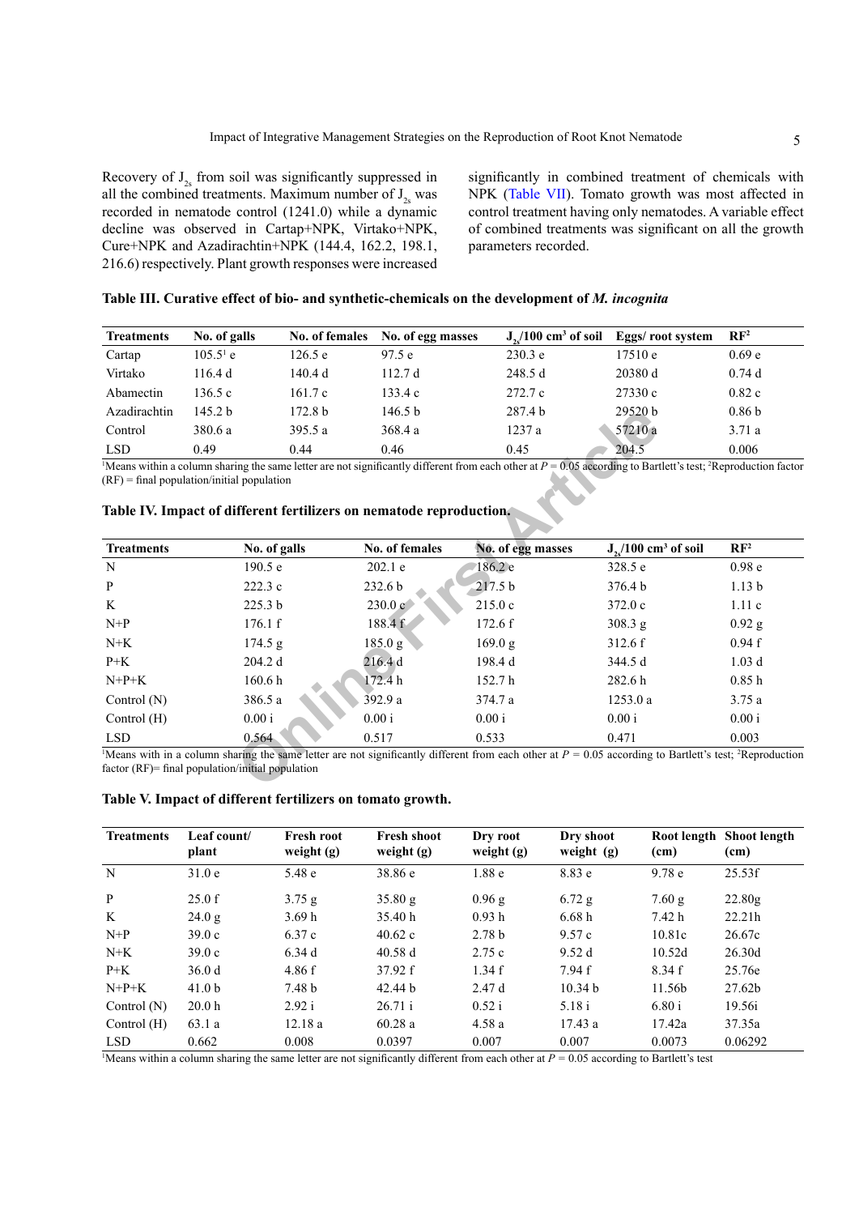Recovery of $J_{2s}$ from soil was significantly suppressed in all the combined treatments. Maximum number of $J_{2s}$ was recorded in nematode control (1241.0) while a dynamic decline was observed in Cartap+NPK, Virtako+NPK, Cure+NPK and Azadirachtin+NPK (144.4, 162.2, 198.1, 216.6) respectively. Plant growth responses were increased significantly in combined treatment of chemicals with NPK (Table VII). Tomato growth was most affected in control treatment having only nematodes. A variable effect of combined treatments was significant on all the growth parameters recorded.

**Table III. Curative effect of bio- and synthetic-chemicals on the development of *M. incognita***

| Treatments | No. of galls | No. of females | No. of egg masses | $J_{2s}$/100 $cm^3$ of soil | Eggs/ root system | RF[2] |
|---|---|---|---|---|---|---|
| Cartap | 105.5[1] e | 126.5 e | 97.5 e | 230.3 e | 17510 e | 0.69 e |
| Virtako | 116.4 d | 140.4 d | 112.7 d | 248.5 d | 20380 d | 0.74 d |
| Abamectin | 136.5 c | 161.7 c | 133.4 c | 272.7 c | 27330 c | 0.82 c |
| Azadirachtin | 145.2 b | 172.8 b | 146.5 b | 287.4 b | 29520 b | 0.86 b |
| Control | 380.6 a | 395.5 a | 368.4 a | 1237 a | 57210 a | 3.71 a |
| LSD | 0.49 | 0.44 | 0.46 | 0.45 | 204.5 | 0.006 |

[1]Means within a column sharing the same letter are not significantly different from each other at $P = 0.05$ according to Bartlett's test; [2]Reproduction factor (RF) = final population/initial population

**Table IV. Impact of different fertilizers on nematode reproduction.**

| Treatments | No. of galls | No. of females | No. of egg masses | $J_{2s}$/100 $cm^3$ of soil | RF[2] |
|---|---|---|---|---|---|
| N | 190.5 e | 202.1 e | 186.2 e | 328.5 e | 0.98 e |
| P | 222.3 c | 232.6 b | 217.5 b | 376.4 b | 1.13 b |
| K | 225.3 b | 230.0 c | 215.0 c | 372.0 c | 1.11 c |
| N+P | 176.1 f | 188.4 f | 172.6 f | 308.3 g | 0.92 g |
| N+K | 174.5 g | 185.0 g | 169.0 g | 312.6 f | 0.94 f |
| P+K | 204.2 d | 216.4 d | 198.4 d | 344.5 d | 1.03 d |
| N+P+K | 160.6 h | 172.4 h | 152.7 h | 282.6 h | 0.85 h |
| Control (N) | 386.5 a | 392.9 a | 374.7 a | 1253.0 a | 3.75 a |
| Control (H) | 0.00 i | 0.00 i | 0.00 i | 0.00 i | 0.00 i |
| LSD | 0.564 | 0.517 | 0.533 | 0.471 | 0.003 |

[1]Means with in a column sharing the same letter are not significantly different from each other at $P = 0.05$ according to Bartlett's test; [2]Reproduction factor (RF)= final population/initial population

**Table V. Impact of different fertilizers on tomato growth.**

| Treatments | Leaf count/ plant | Fresh root weight (g) | Fresh shoot weight (g) | Dry root weight (g) | Dry shoot weight (g) | Root length (cm) | Shoot length (cm) |
|---|---|---|---|---|---|---|---|
| N | 31.0 e | 5.48 e | 38.86 e | 1.88 e | 8.83 e | 9.78 e | 25.53f |
| P | 25.0 f | 3.75 g | 35.80 g | 0.96 g | 6.72 g | 7.60 g | 22.80g |
| K | 24.0 g | 3.69 h | 35.40 h | 0.93 h | 6.68 h | 7.42 h | 22.21h |
| N+P | 39.0 c | 6.37 c | 40.62 c | 2.78 b | 9.57 c | 10.81c | 26.67c |
| N+K | 39.0 c | 6.34 d | 40.58 d | 2.75 c | 9.52 d | 10.52d | 26.30d |
| P+K | 36.0 d | 4.86 f | 37.92 f | 1.34 f | 7.94 f | 8.34 f | 25.76e |
| N+P+K | 41.0 b | 7.48 b | 42.44 b | 2.47 d | 10.34 b | 11.56b | 27.62b |
| Control (N) | 20.0 h | 2.92 i | 26.71 i | 0.52 i | 5.18 i | 6.80 i | 19.56i |
| Control (H) | 63.1 a | 12.18 a | 60.28 a | 4.58 a | 17.43 a | 17.42a | 37.35a |
| LSD | 0.662 | 0.008 | 0.0397 | 0.007 | 0.007 | 0.0073 | 0.06292 |

[1]Means within a column sharing the same letter are not significantly different from each other at $P = 0.05$ according to Bartlett's test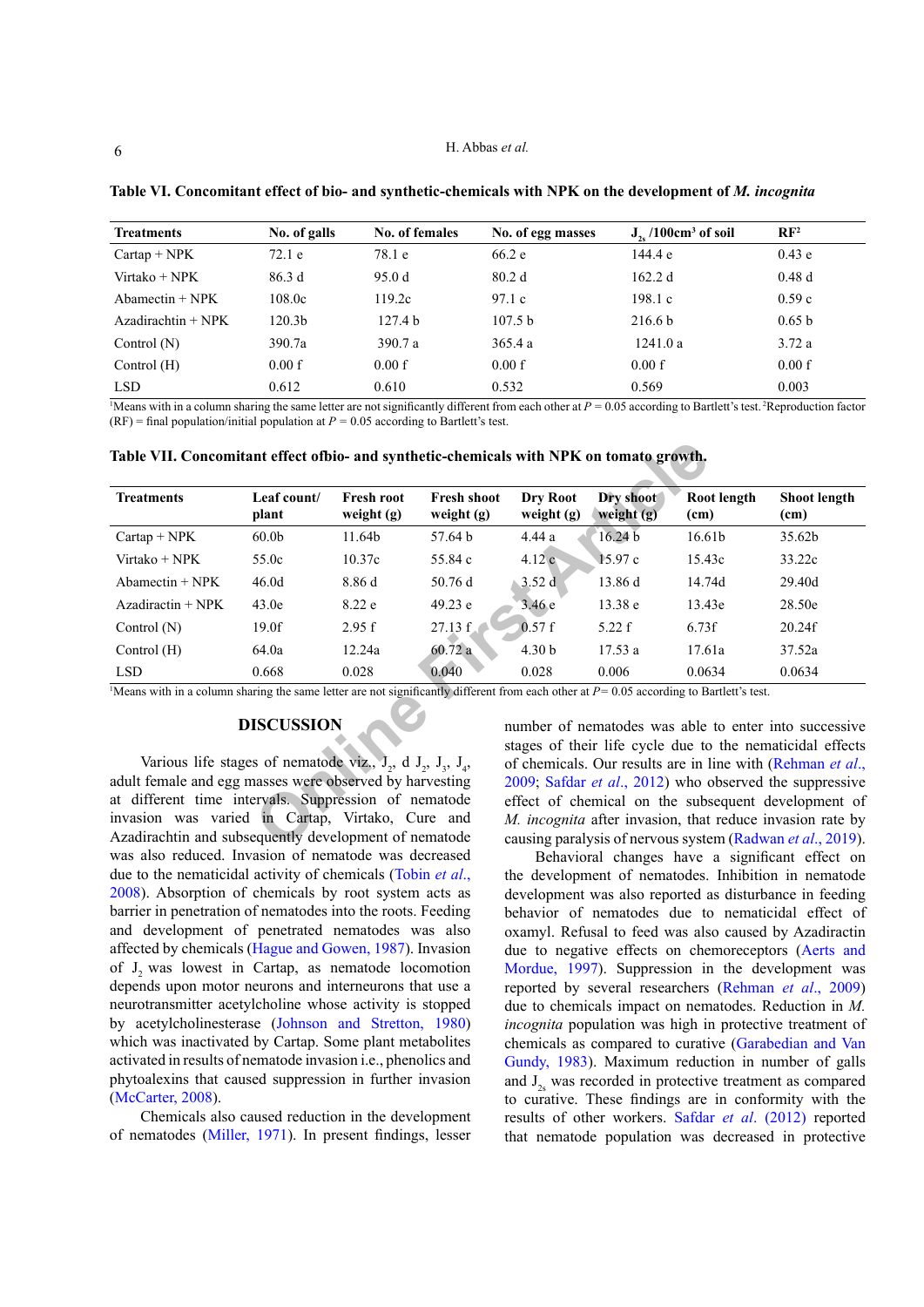**Table VI. Concomitant effect of bio- and synthetic-chemicals with NPK on the development of *M. incognita***

| Treatments | No. of galls | No. of females | No. of egg masses | $J_{2s}$ /100cm³ of soil | RF[2] |
|---|---|---|---|---|---|
| Cartap + NPK | 72.1 e | 78.1 e | 66.2 e | 144.4 e | 0.43 e |
| Virtako + NPK | 86.3 d | 95.0 d | 80.2 d | 162.2 d | 0.48 d |
| Abamectin + NPK | 108.0c | 119.2c | 97.1 c | 198.1 c | 0.59 c |
| Azadirachtin + NPK | 120.3b | 127.4 b | 107.5 b | 216.6 b | 0.65 b |
| Control (N) | 390.7a | 390.7 a | 365.4 a | 1241.0 a | 3.72 a |
| Control (H) | 0.00 f | 0.00 f | 0.00 f | 0.00 f | 0.00 f |
| LSD | 0.612 | 0.610 | 0.532 | 0.569 | 0.003 |

[1]Means with in a column sharing the same letter are not significantly different from each other at $P = 0.05$ according to Bartlett's test. [2]Reproduction factor (RF) = final population/initial population at $P = 0.05$ according to Bartlett's test.

**Table VII. Concomitant effect ofbio- and synthetic-chemicals with NPK on tomato growth.**

| Treatments | Leaf count/ plant | Fresh root weight (g) | Fresh shoot weight (g) | Dry Root weight (g) | Dry shoot weight (g) | Root length (cm) | Shoot length (cm) |
|---|---|---|---|---|---|---|---|
| Cartap + NPK | 60.0b | 11.64b | 57.64 b | 4.44 a | 16.24 b | 16.61b | 35.62b |
| Virtako + NPK | 55.0c | 10.37c | 55.84 c | 4.12 c | 15.97 c | 15.43c | 33.22c |
| Abamectin + NPK | 46.0d | 8.86 d | 50.76 d | 3.52 d | 13.86 d | 14.74d | 29.40d |
| Azadiractin + NPK | 43.0e | 8.22 e | 49.23 e | 3.46 e | 13.38 e | 13.43e | 28.50e |
| Control (N) | 19.0f | 2.95 f | 27.13 f | 0.57 f | 5.22 f | 6.73f | 20.24f |
| Control (H) | 64.0a | 12.24a | 60.72 a | 4.30 b | 17.53 a | 17.61a | 37.52a |
| LSD | 0.668 | 0.028 | 0.040 | 0.028 | 0.006 | 0.0634 | 0.0634 |

[1]Means with in a column sharing the same letter are not significantly different from each other at $P = 0.05$ according to Bartlett's test.

## DISCUSSION

Various life stages of nematode viz., $J_2$, d $J_2$, $J_3$, $J_4$, adult female and egg masses were observed by harvesting at different time intervals. Suppression of nematode invasion was varied in Cartap, Virtako, Cure and Azadirachtin and subsequently development of nematode was also reduced. Invasion of nematode was decreased due to the nematicidal activity of chemicals (Tobin *et al.*, 2008). Absorption of chemicals by root system acts as barrier in penetration of nematodes into the roots. Feeding and development of penetrated nematodes was also affected by chemicals (Hague and Gowen, 1987). Invasion of $J_2$ was lowest in Cartap, as nematode locomotion depends upon motor neurons and interneurons that use a neurotransmitter acetylcholine whose activity is stopped by acetylcholinesterase (Johnson and Stretton, 1980) which was inactivated by Cartap. Some plant metabolites activated in results of nematode invasion i.e., phenolics and phytoalexins that caused suppression in further invasion (McCarter, 2008).

Chemicals also caused reduction in the development of nematodes (Miller, 1971). In present findings, lesser number of nematodes was able to enter into successive stages of their life cycle due to the nematicidal effects of chemicals. Our results are in line with (Rehman *et al.*, 2009; Safdar *et al.*, 2012) who observed the suppressive effect of chemical on the subsequent development of *M. incognita* after invasion, that reduce invasion rate by causing paralysis of nervous system (Radwan *et al.*, 2019).

Behavioral changes have a significant effect on the development of nematodes. Inhibition in nematode development was also reported as disturbance in feeding behavior of nematodes due to nematicidal effect of oxamyl. Refusal to feed was also caused by Azadiractin due to negative effects on chemoreceptors (Aerts and Mordue, 1997). Suppression in the development was reported by several researchers (Rehman *et al.*, 2009) due to chemicals impact on nematodes. Reduction in *M. incognita* population was high in protective treatment of chemicals as compared to curative (Garabedian and Van Gundy, 1983). Maximum reduction in number of galls and $J_{2s}$ was recorded in protective treatment as compared to curative. These findings are in conformity with the results of other workers. Safdar *et al.* (2012) reported that nematode population was decreased in protective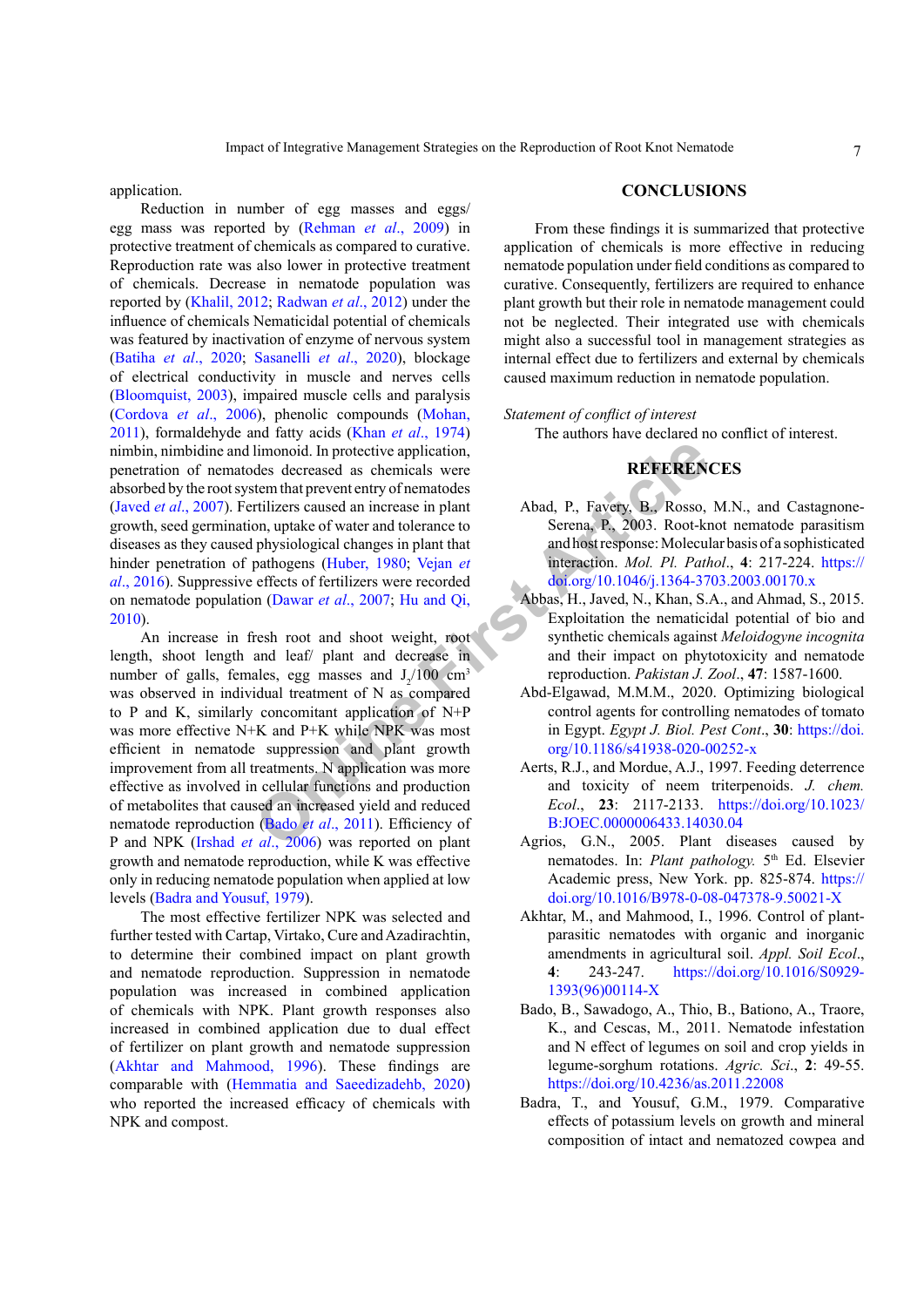application.

Reduction in number of egg masses and eggs/egg mass was reported by (Rehman *et al*., 2009) in protective treatment of chemicals as compared to curative. Reproduction rate was also lower in protective treatment of chemicals. Decrease in nematode population was reported by (Khalil, 2012; Radwan *et al*., 2012) under the influence of chemicals Nematicidal potential of chemicals was featured by inactivation of enzyme of nervous system (Batiha *et al*., 2020; Sasanelli *et al*., 2020), blockage of electrical conductivity in muscle and nerves cells (Bloomquist, 2003), impaired muscle cells and paralysis (Cordova *et al*., 2006), phenolic compounds (Mohan, 2011), formaldehyde and fatty acids (Khan *et al*., 1974) nimbin, nimbidine and limonoid. In protective application, penetration of nematodes decreased as chemicals were absorbed by the root system that prevent entry of nematodes (Javed *et al*., 2007). Fertilizers caused an increase in plant growth, seed germination, uptake of water and tolerance to diseases as they caused physiological changes in plant that hinder penetration of pathogens (Huber, 1980; Vejan *et al*., 2016). Suppressive effects of fertilizers were recorded on nematode population (Dawar *et al*., 2007; Hu and Qi, 2010).

An increase in fresh root and shoot weight, root length, shoot length and leaf/ plant and decrease in number of galls, females, egg masses and $J_2$/100 $cm^3$ was observed in individual treatment of N as compared to P and K, similarly concomitant application of N+P was more effective N+K and P+K while NPK was most efficient in nematode suppression and plant growth improvement from all treatments. N application was more effective as involved in cellular functions and production of metabolites that caused an increased yield and reduced nematode reproduction (Bado *et al*., 2011). Efficiency of P and NPK (Irshad *et al*., 2006) was reported on plant growth and nematode reproduction, while K was effective only in reducing nematode population when applied at low levels (Badra and Yousuf, 1979).

The most effective fertilizer NPK was selected and further tested with Cartap, Virtako, Cure and Azadirachtin, to determine their combined impact on plant growth and nematode reproduction. Suppression in nematode population was increased in combined application of chemicals with NPK. Plant growth responses also increased in combined application due to dual effect of fertilizer on plant growth and nematode suppression (Akhtar and Mahmood, 1996). These findings are comparable with (Hemmatia and Saeedizadehb, 2020) who reported the increased efficacy of chemicals with NPK and compost.

## CONCLUSIONS

From these findings it is summarized that protective application of chemicals is more effective in reducing nematode population under field conditions as compared to curative. Consequently, fertilizers are required to enhance plant growth but their role in nematode management could not be neglected. Their integrated use with chemicals might also a successful tool in management strategies as internal effect due to fertilizers and external by chemicals caused maximum reduction in nematode population.

*Statement of conflict of interest*

The authors have declared no conflict of interest.

## REFERENCES

Abad, P., Favery, B., Rosso, M.N., and Castagnone-Serena, P., 2003. Root-knot nematode parasitism and host response: Molecular basis of a sophisticated interaction. *Mol. Pl. Pathol*., **4**: 217-224. https://doi.org/10.1046/j.1364-3703.2003.00170.x

Abbas, H., Javed, N., Khan, S.A., and Ahmad, S., 2015. Exploitation the nematicidal potential of bio and synthetic chemicals against *Meloidogyne incognita* and their impact on phytotoxicity and nematode reproduction. *Pakistan J. Zool*., **47**: 1587-1600.

Abd-Elgawad, M.M.M., 2020. Optimizing biological control agents for controlling nematodes of tomato in Egypt. *Egypt J. Biol. Pest Cont*., **30**: https://doi.org/10.1186/s41938-020-00252-x

Aerts, R.J., and Mordue, A.J., 1997. Feeding deterrence and toxicity of neem triterpenoids. *J. chem. Ecol*., **23**: 2117-2133. https://doi.org/10.1023/B:JOEC.0000006433.14030.04

Agrios, G.N., 2005. Plant diseases caused by nematodes. In: *Plant pathology.* 5th Ed. Elsevier Academic press, New York. pp. 825-874. https://doi.org/10.1016/B978-0-08-047378-9.50021-X

Akhtar, M., and Mahmood, I., 1996. Control of plant-parasitic nematodes with organic and inorganic amendments in agricultural soil. *Appl. Soil Ecol*., **4**: 243-247. https://doi.org/10.1016/S0929-1393(96)00114-X

Bado, B., Sawadogo, A., Thio, B., Bationo, A., Traore, K., and Cescas, M., 2011. Nematode infestation and N effect of legumes on soil and crop yields in legume-sorghum rotations. *Agric. Sci*., **2**: 49-55. https://doi.org/10.4236/as.2011.22008

Badra, T., and Yousuf, G.M., 1979. Comparative effects of potassium levels on growth and mineral composition of intact and nematozed cowpea and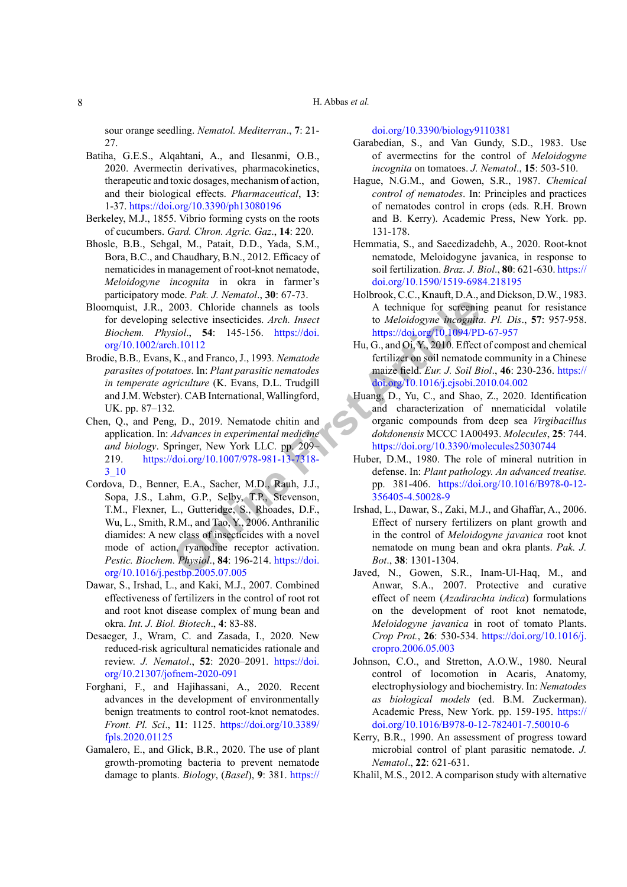sour orange seedling. *Nematol. Mediterran*., **7**: 21-27.

Batiha, G.E.S., Alqahtani, A., and Ilesanmi, O.B., 2020. Avermectin derivatives, pharmacokinetics, therapeutic and toxic dosages, mechanism of action, and their biological effects. *Pharmaceutical*, **13**: 1-37. https://doi.org/10.3390/ph13080196

Berkeley, M.J., 1855. Vibrio forming cysts on the roots of cucumbers. *Gard. Chron. Agric. Gaz*., **14**: 220.

Bhosle, B.B., Sehgal, M., Patait, D.D., Yada, S.M., Bora, B.C., and Chaudhary, B.N., 2012. Efficacy of nematicides in management of root-knot nematode, *Meloidogyne incognita* in okra in farmer's participatory mode. *Pak. J. Nematol*., **30**: 67-73.

Bloomquist, J.R., 2003. Chloride channels as tools for developing selective insecticides. *Arch. Insect Biochem. Physiol*., **54**: 145-156. https://doi.org/10.1002/arch.10112

Brodie, B.B., Evans, K., and Franco, J., 1993. *Nematode parasites of potatoes*. In: *Plant parasitic nematodes in temperate agriculture* (K. Evans, D.L. Trudgill and J.M. Webster). CAB International, Wallingford, UK. pp. 87–132.

Chen, Q., and Peng, D., 2019. Nematode chitin and application. In: *Advances in experimental medicine and biology*. Springer, New York LLC. pp. 209–219. https://doi.org/10.1007/978-981-13-7318-3_10

Cordova, D., Benner, E.A., Sacher, M.D., Rauh, J.J., Sopa, J.S., Lahm, G.P., Selby, T.P., Stevenson, T.M., Flexner, L., Gutteridge, S., Rhoades, D.F., Wu, L., Smith, R.M., and Tao, Y., 2006. Anthranilic diamides: A new class of insecticides with a novel mode of action, ryanodine receptor activation. *Pestic. Biochem. Physiol*., **84**: 196-214. https://doi.org/10.1016/j.pestbp.2005.07.005

Dawar, S., Irshad, L., and Kaki, M.J., 2007. Combined effectiveness of fertilizers in the control of root rot and root knot disease complex of mung bean and okra. *Int. J. Biol. Biotech*., **4**: 83-88.

Desaeger, J., Wram, C. and Zasada, I., 2020. New reduced-risk agricultural nematicides rationale and review. *J. Nematol*., **52**: 2020–2091. https://doi.org/10.21307/jofnem-2020-091

Forghani, F., and Hajihassani, A., 2020. Recent advances in the development of environmentally benign treatments to control root-knot nematodes. *Front. Pl. Sci*., **11**: 1125. https://doi.org/10.3389/fpls.2020.01125

Gamalero, E., and Glick, B.R., 2020. The use of plant growth-promoting bacteria to prevent nematode damage to plants. *Biology*, (*Basel*), **9**: 381. https://doi.org/10.3390/biology9110381

Garabedian, S., and Van Gundy, S.D., 1983. Use of avermectins for the control of *Meloidogyne incognita* on tomatoes. *J. Nematol*., **15**: 503-510.

Hague, N.G.M., and Gowen, S.R., 1987. *Chemical control of nematodes*. In: Principles and practices of nematodes control in crops (eds. R.H. Brown and B. Kerry). Academic Press, New York. pp. 131-178.

Hemmatia, S., and Saeedizadehb, A., 2020. Root-knot nematode, Meloidogyne javanica, in response to soil fertilization. *Braz. J. Biol*., **80**: 621-630. https://doi.org/10.1590/1519-6984.218195

Holbrook, C.C., Knauft, D.A., and Dickson, D.W., 1983. A technique for screening peanut for resistance to *Meloidogyne incognita*. *Pl. Dis*., **57**: 957-958. https://doi.org/10.1094/PD-67-957

Hu, G., and Qi, Y., 2010. Effect of compost and chemical fertilizer on soil nematode community in a Chinese maize field. *Eur. J. Soil Biol*., **46**: 230-236. https://doi.org/10.1016/j.ejsobi.2010.04.002

Huang, D., Yu, C., and Shao, Z., 2020. Identification and characterization of nnematicidal volatile organic compounds from deep sea *Virgibacillus dokdonensis* MCCC 1A00493. *Molecules*, **25**: 744. https://doi.org/10.3390/molecules25030744

Huber, D.M., 1980. The role of mineral nutrition in defense. In: *Plant pathology. An advanced treatise.* pp. 381-406. https://doi.org/10.1016/B978-0-12-356405-4.50028-9

Irshad, L., Dawar, S., Zaki, M.J., and Ghaffar, A., 2006. Effect of nursery fertilizers on plant growth and in the control of *Meloidogyne javanica* root knot nematode on mung bean and okra plants. *Pak. J. Bot*., **38**: 1301-1304.

Javed, N., Gowen, S.R., Inam-Ul-Haq, M., and Anwar, S.A., 2007. Protective and curative effect of neem (*Azadirachta indica*) formulations on the development of root knot nematode, *Meloidogyne javanica* in root of tomato Plants. *Crop Prot.*, **26**: 530-534. https://doi.org/10.1016/j.cropro.2006.05.003

Johnson, C.O., and Stretton, A.O.W., 1980. Neural control of locomotion in Acaris, Anatomy, electrophysiology and biochemistry. In: *Nematodes as biological models* (ed. B.M. Zuckerman). Academic Press, New York. pp. 159-195. https://doi.org/10.1016/B978-0-12-782401-7.50010-6

Kerry, B.R., 1990. An assessment of progress toward microbial control of plant parasitic nematode. *J. Nematol*., **22**: 621-631.

Khalil, M.S., 2012. A comparison study with alternative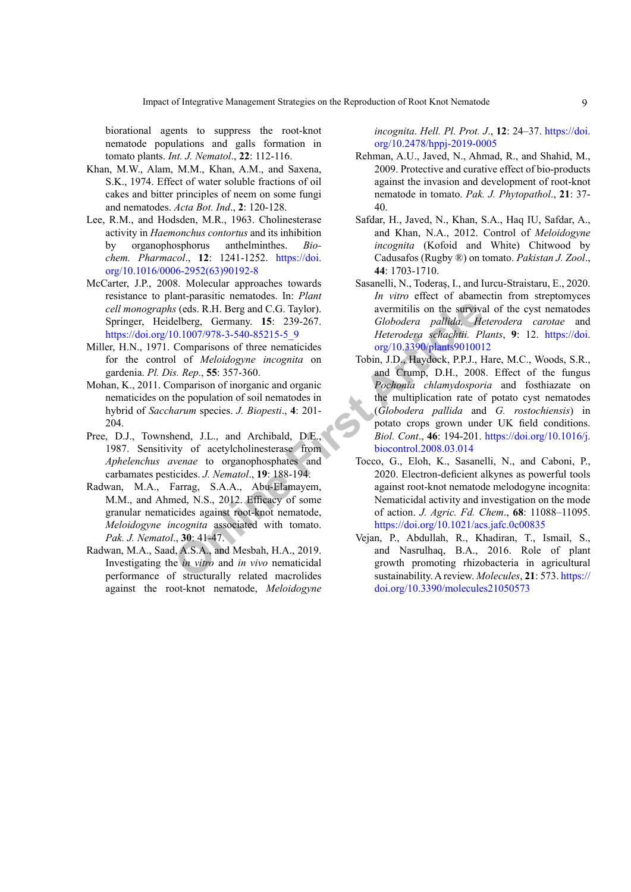biorational agents to suppress the root-knot nematode populations and galls formation in tomato plants. *Int. J. Nematol*., **22**: 112-116.

Khan, M.W., Alam, M.M., Khan, A.M., and Saxena, S.K., 1974. Effect of water soluble fractions of oil cakes and bitter principles of neem on some fungi and nematodes. *Acta Bot. Ind*., **2**: 120-128.

Lee, R.M., and Hodsden, M.R., 1963. Cholinesterase activity in *Haemonchus contortus* and its inhibition by organophosphorus anthelminthes. *Biochem. Pharmacol*., **12**: 1241-1252. https://doi.org/10.1016/0006-2952(63)90192-8

McCarter, J.P., 2008. Molecular approaches towards resistance to plant-parasitic nematodes. In: *Plant cell monographs* (eds. R.H. Berg and C.G. Taylor). Springer, Heidelberg, Germany. **15**: 239-267. https://doi.org/10.1007/978-3-540-85215-5_9

Miller, H.N., 1971. Comparisons of three nematicides for the control of *Meloidogyne incognita* on gardenia. *Pl. Dis. Rep*., **55**: 357-360.

Mohan, K., 2011. Comparison of inorganic and organic nematicides on the population of soil nematodes in hybrid of *Saccharum* species. *J. Biopesti*., **4**: 201-204.

Pree, D.J., Townshend, J.L., and Archibald, D.E., 1987. Sensitivity of acetylcholinesterase from *Aphelenchus avenae* to organophosphates and carbamates pesticides. *J. Nematol*., **19**: 188-194.

Radwan, M.A., Farrag, S.A.A., Abu-Elamayem, M.M., and Ahmed, N.S., 2012. Efficacy of some granular nematicides against root-knot nematode, *Meloidogyne incognita* associated with tomato. *Pak. J. Nematol*., **30**: 41-47.

Radwan, M.A., Saad, A.S.A., and Mesbah, H.A., 2019. Investigating the *in vitro* and *in vivo* nematicidal performance of structurally related macrolides against the root-knot nematode, *Meloidogyne incognita*. *Hell. Pl. Prot. J*., **12**: 24–37. https://doi.org/10.2478/hppj-2019-0005

Rehman, A.U., Javed, N., Ahmad, R., and Shahid, M., 2009. Protective and curative effect of bio-products against the invasion and development of root-knot nematode in tomato. *Pak. J. Phytopathol*., **21**: 37-40.

Safdar, H., Javed, N., Khan, S.A., Haq IU, Safdar, A., and Khan, N.A., 2012. Control of *Meloidogyne incognita* (Kofoid and White) Chitwood by Cadusafos (Rugby ®) on tomato. *Pakistan J. Zool*., **44**: 1703-1710.

Sasanelli, N., Toderaş, I., and Iurcu-Straistaru, E., 2020. *In vitro* effect of abamectin from streptomyces avermitilis on the survival of the cyst nematodes *Globodera pallida, Heterodera carotae* and *Heterodera schachtii. Plants*, **9**: 12. https://doi.org/10.3390/plants9010012

Tobin, J.D., Haydock, P.P.J., Hare, M.C., Woods, S.R., and Crump, D.H., 2008. Effect of the fungus *Pochonia chlamydosporia* and fosthiazate on the multiplication rate of potato cyst nematodes (*Globodera pallida* and *G. rostochiensis*) in potato crops grown under UK field conditions. *Biol. Cont*., **46**: 194-201. https://doi.org/10.1016/j.biocontrol.2008.03.014

Tocco, G., Eloh, K., Sasanelli, N., and Caboni, P., 2020. Electron-deficient alkynes as powerful tools against root-knot nematode melodogyne incognita: Nematicidal activity and investigation on the mode of action. *J. Agric. Fd. Chem*., **68**: 11088–11095. https://doi.org/10.1021/acs.jafc.0c00835

Vejan, P., Abdullah, R., Khadiran, T., Ismail, S., and Nasrulhaq, B.A., 2016. Role of plant growth promoting rhizobacteria in agricultural sustainability. A review. *Molecules*, **21**: 573. https://doi.org/10.3390/molecules21050573